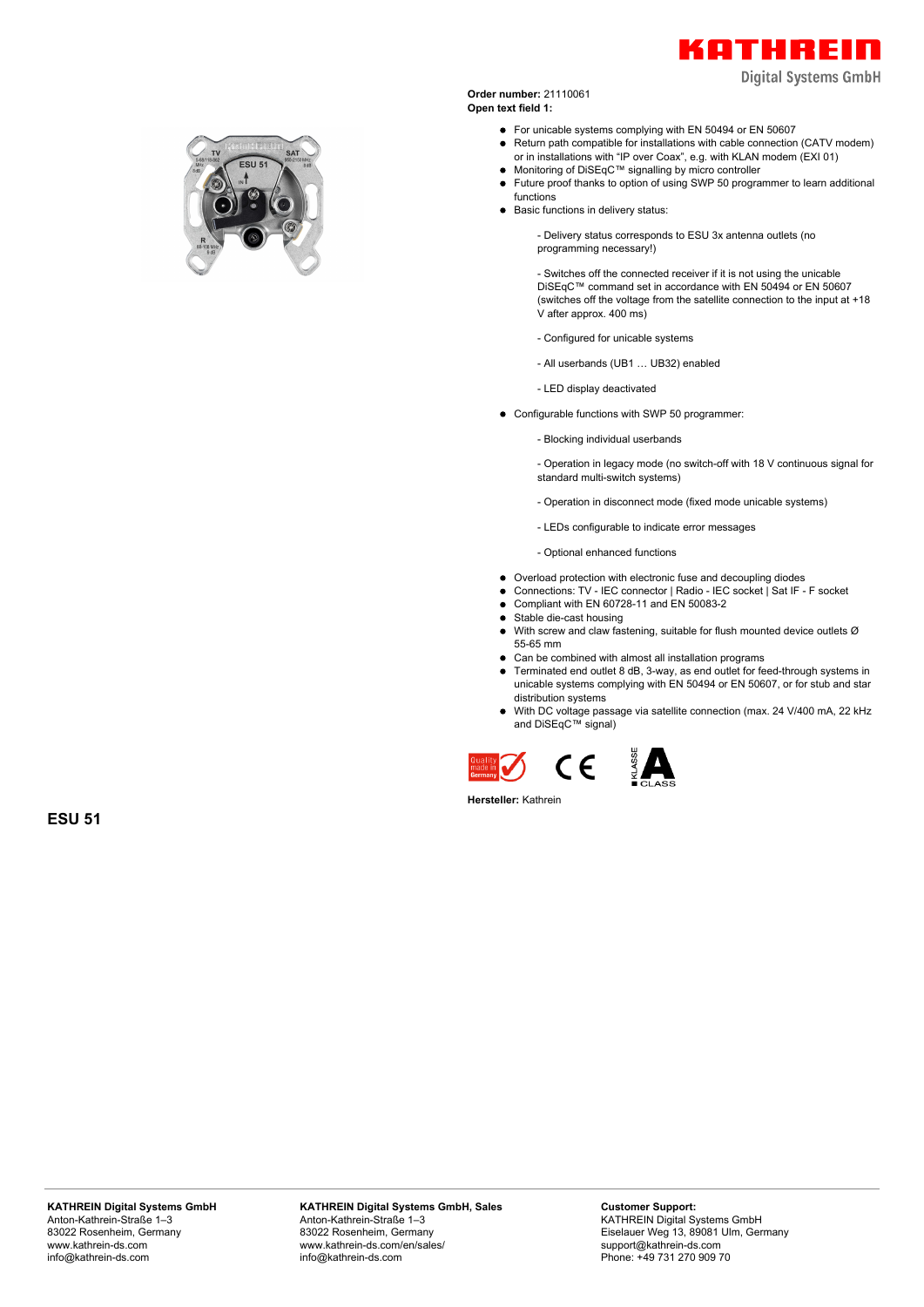**Order number:** 21110061
**Open text field 1:**

- For unicable systems complying with EN 50494 or EN 50607
- Return path compatible for installations with cable connection (CATV modem) or in installations with “IP over Coax”, e.g. with KLAN modem (EXI 01)
- Monitoring of DiSEqC™ signalling by micro controller
- Future proof thanks to option of using SWP 50 programmer to learn additional functions
- Basic functions in delivery status:

  - Delivery status corresponds to ESU 3x antenna outlets (no programming necessary!)

  - Switches off the connected receiver if it is not using the unicable DiSEqC™ command set in accordance with EN 50494 or EN 50607 (switches off the voltage from the satellite connection to the input at +18 V after approx. 400 ms)

  - Configured for unicable systems

  - All userbands (UB1 … UB32) enabled

  - LED display deactivated

- Configurable functions with SWP 50 programmer:

  - Blocking individual userbands

  - Operation in legacy mode (no switch-off with 18 V continuous signal for standard multi-switch systems)

  - Operation in disconnect mode (fixed mode unicable systems)

  - LEDs configurable to indicate error messages

  - Optional enhanced functions

- Overload protection with electronic fuse and decoupling diodes
- Connections: TV - IEC connector | Radio - IEC socket | Sat IF - F socket
- Compliant with EN 60728-11 and EN 50083-2
- Stable die-cast housing
- With screw and claw fastening, suitable for flush mounted device outlets Ø 55-65 mm
- Can be combined with almost all installation programs
- Terminated end outlet 8 dB, 3-way, as end outlet for feed-through systems in unicable systems complying with EN 50494 or EN 50607, or for stub and star distribution systems
- With DC voltage passage via satellite connection (max. 24 V/400 mA, 22 kHz and DiSEqC™ signal)

**Hersteller:** Kathrein

## ESU 51

**KATHREIN Digital Systems GmbH**
Anton-Kathrein-Straße 1–3
83022 Rosenheim, Germany
www.kathrein-ds.com
info@kathrein-ds.com

**KATHREIN Digital Systems GmbH, Sales**
Anton-Kathrein-Straße 1–3
83022 Rosenheim, Germany
www.kathrein-ds.com/en/sales/
info@kathrein-ds.com

**Customer Support:**
KATHREIN Digital Systems GmbH
Eiselauer Weg 13, 89081 Ulm, Germany
support@kathrein-ds.com
Phone: +49 731 270 909 70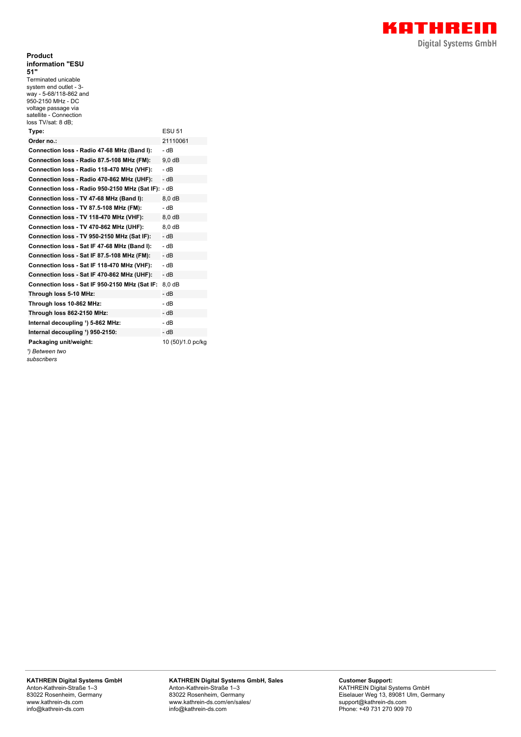# Product information "ESU 51"

Terminated unicable system end outlet - 3-way - 5-68/118-862 and 950-2150 MHz - DC voltage passage via satellite - Connection loss TV/sat: 8 dB;

| | |
|---|---|
| **Type:** | ESU 51 |
| **Order no.:** | 21110061 |
| **Connection loss - Radio 47-68 MHz (Band I):** | - dB |
| **Connection loss - Radio 87.5-108 MHz (FM):** | 9,0 dB |
| **Connection loss - Radio 118-470 MHz (VHF):** | - dB |
| **Connection loss - Radio 470-862 MHz (UHF):** | - dB |
| **Connection loss - Radio 950-2150 MHz (Sat IF):** | - dB |
| **Connection loss - TV 47-68 MHz (Band I):** | 8,0 dB |
| **Connection loss - TV 87.5-108 MHz (FM):** | - dB |
| **Connection loss - TV 118-470 MHz (VHF):** | 8,0 dB |
| **Connection loss - TV 470-862 MHz (UHF):** | 8,0 dB |
| **Connection loss - TV 950-2150 MHz (Sat IF):** | - dB |
| **Connection loss - Sat IF 47-68 MHz (Band I):** | - dB |
| **Connection loss - Sat IF 87.5-108 MHz (FM):** | - dB |
| **Connection loss - Sat IF 118-470 MHz (VHF):** | - dB |
| **Connection loss - Sat IF 470-862 MHz (UHF):** | - dB |
| **Connection loss - Sat IF 950-2150 MHz (Sat IF:** | 8,0 dB |
| **Through loss 5-10 MHz:** | - dB |
| **Through loss 10-862 MHz:** | - dB |
| **Through loss 862-2150 MHz:** | - dB |
| **Internal decoupling ¹) 5-862 MHz:** | - dB |
| **Internal decoupling ¹) 950-2150:** | - dB |
| **Packaging unit/weight:** | 10 (50)/1.0 pc/kg |

*¹) Between two subscribers*

**KATHREIN Digital Systems GmbH**
Anton-Kathrein-Straße 1–3
83022 Rosenheim, Germany
www.kathrein-ds.com
info@kathrein-ds.com

**KATHREIN Digital Systems GmbH, Sales**
Anton-Kathrein-Straße 1–3
83022 Rosenheim, Germany
www.kathrein-ds.com/en/sales/
info@kathrein-ds.com

**Customer Support:**
KATHREIN Digital Systems GmbH
Eiselauer Weg 13, 89081 Ulm, Germany
support@kathrein-ds.com
Phone: +49 731 270 909 70